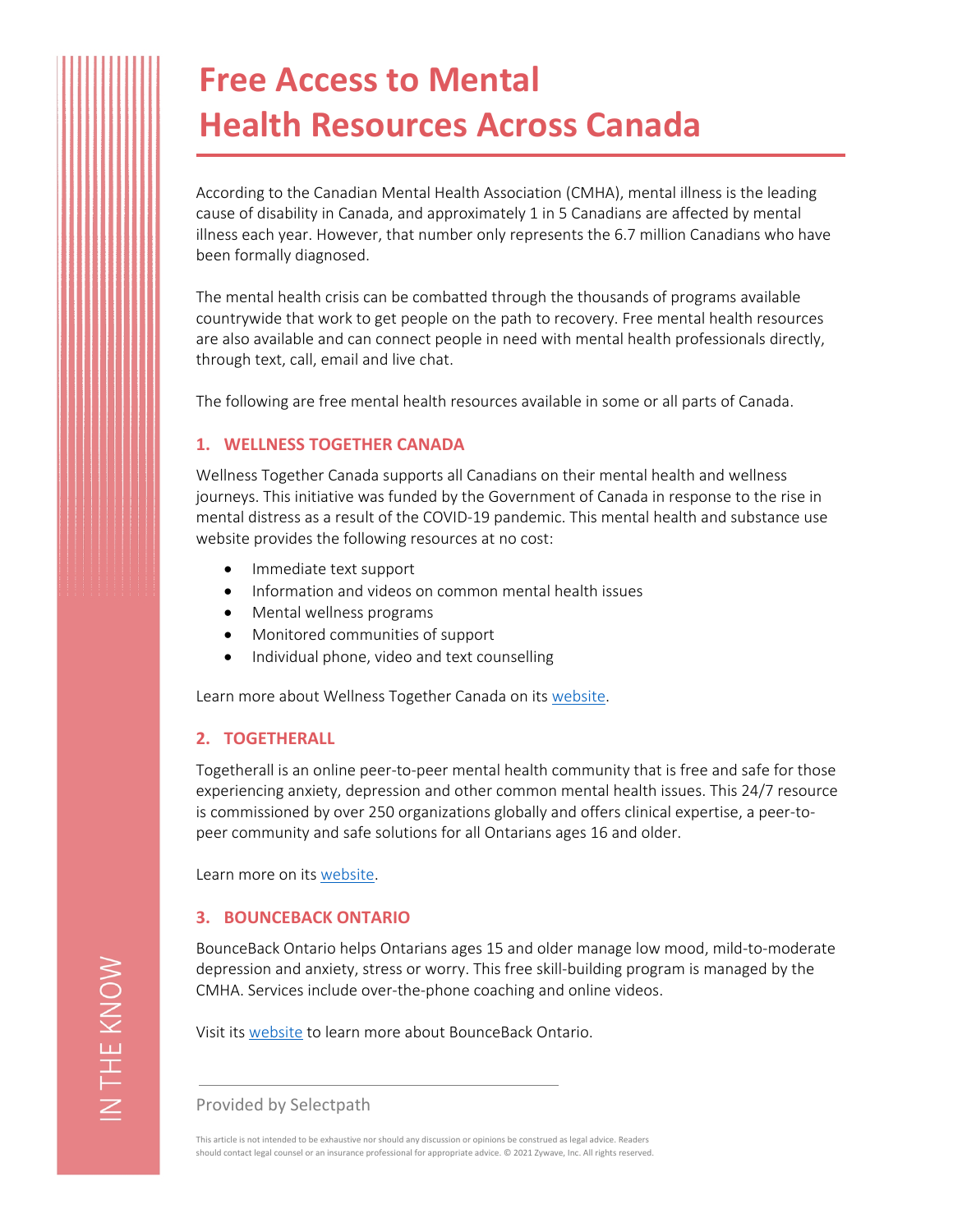# Free Access to Mental Health Resources Across Canada

According to the Canadian Mental Health Association (CMHA), mental illness is the leading cause of disability in Canada, and approximately 1 in 5 Canadians are affected by mental illness each year. However, that number only represents the 6.7 million Canadians who have been formally diagnosed.

The mental health crisis can be combatted through the thousands of programs available countrywide that work to get people on the path to recovery. Free mental health resources are also available and can connect people in need with mental health professionals directly, through text, call, email and live chat.

The following are free mental health resources available in some or all parts of Canada.

## 1. WELLNESS TOGETHER CANADA

Wellness Together Canada supports all Canadians on their mental health and wellness journeys. This initiative was funded by the Government of Canada in response to the rise in mental distress as a result of the COVID-19 pandemic. This mental health and substance use website provides the following resources at no cost:

- Immediate text support
- Information and videos on common mental health issues
- Mental wellness programs
- Monitored communities of support
- Individual phone, video and text counselling

Learn more about Wellness Together Canada on its website.

## 2. TOGETHERALL

Togetherall is an online peer-to-peer mental health community that is free and safe for those experiencing anxiety, depression and other common mental health issues. This 24/7 resource is commissioned by over 250 organizations globally and offers clinical expertise, a peer-to-peer community and safe solutions for all Ontarians ages 16 and older.

Learn more on its website.

## 3. BOUNCEBACK ONTARIO

BounceBack Ontario helps Ontarians ages 15 and older manage low mood, mild-to-moderate depression and anxiety, stress or worry. This free skill-building program is managed by the CMHA. Services include over-the-phone coaching and online videos.

Visit its website to learn more about BounceBack Ontario.

Provided by Selectpath

This article is not intended to be exhaustive nor should any discussion or opinions be construed as legal advice. Readers should contact legal counsel or an insurance professional for appropriate advice. © 2021 Zywave, Inc. All rights reserved.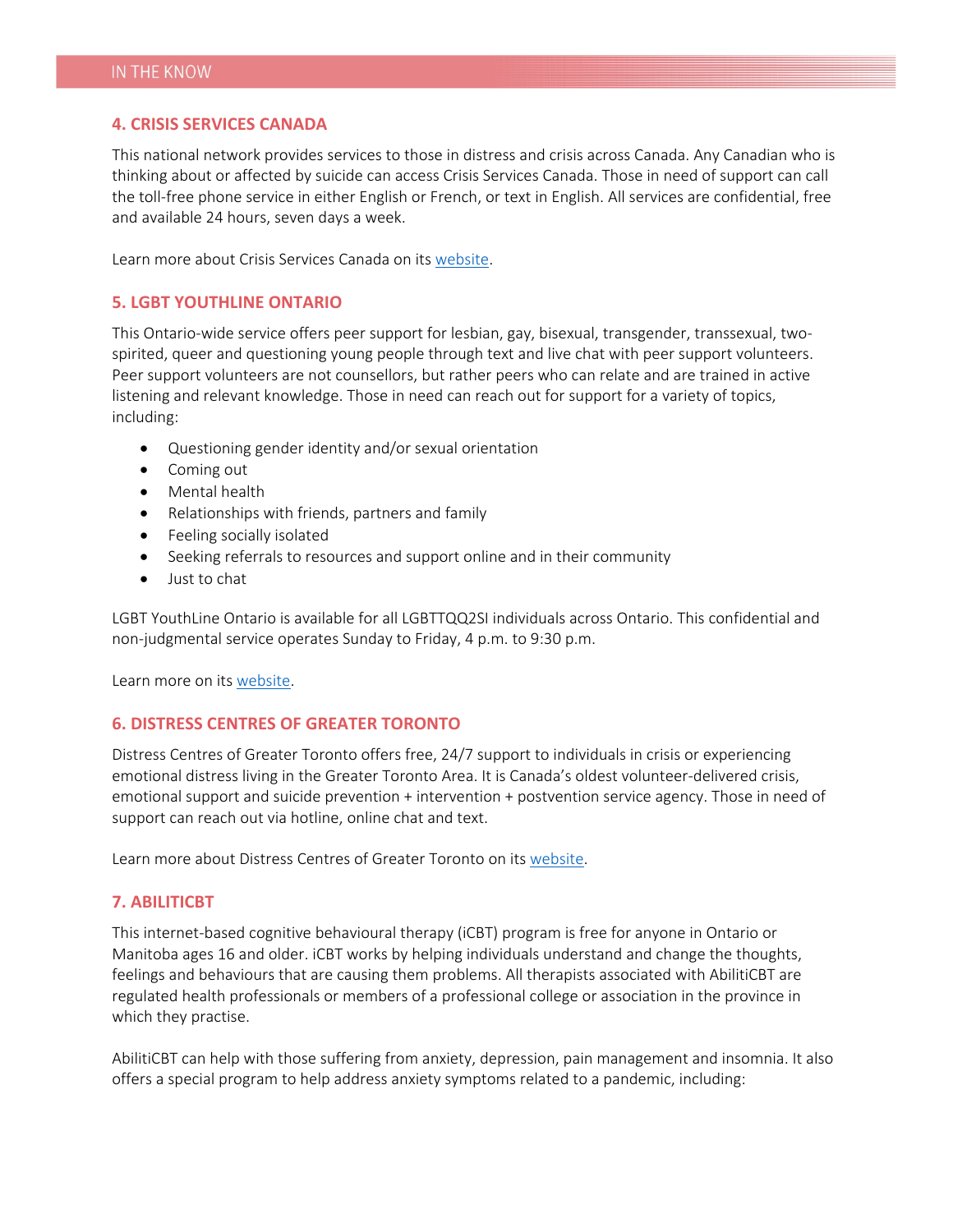## 4. CRISIS SERVICES CANADA

This national network provides services to those in distress and crisis across Canada. Any Canadian who is thinking about or affected by suicide can access Crisis Services Canada. Those in need of support can call the toll-free phone service in either English or French, or text in English. All services are confidential, free and available 24 hours, seven days a week.

Learn more about Crisis Services Canada on its website.

## 5. LGBT YOUTHLINE ONTARIO

This Ontario-wide service offers peer support for lesbian, gay, bisexual, transgender, transsexual, two-spirited, queer and questioning young people through text and live chat with peer support volunteers. Peer support volunteers are not counsellors, but rather peers who can relate and are trained in active listening and relevant knowledge. Those in need can reach out for support for a variety of topics, including:

- Questioning gender identity and/or sexual orientation
- Coming out
- Mental health
- Relationships with friends, partners and family
- Feeling socially isolated
- Seeking referrals to resources and support online and in their community
- Just to chat

LGBT YouthLine Ontario is available for all LGBTTQQ2SI individuals across Ontario. This confidential and non-judgmental service operates Sunday to Friday, 4 p.m. to 9:30 p.m.

Learn more on its website.

## 6. DISTRESS CENTRES OF GREATER TORONTO

Distress Centres of Greater Toronto offers free, 24/7 support to individuals in crisis or experiencing emotional distress living in the Greater Toronto Area. It is Canada's oldest volunteer-delivered crisis, emotional support and suicide prevention + intervention + postvention service agency. Those in need of support can reach out via hotline, online chat and text.

Learn more about Distress Centres of Greater Toronto on its website.

## 7. ABILITICBT

This internet-based cognitive behavioural therapy (iCBT) program is free for anyone in Ontario or Manitoba ages 16 and older. iCBT works by helping individuals understand and change the thoughts, feelings and behaviours that are causing them problems. All therapists associated with AbilitiCBT are regulated health professionals or members of a professional college or association in the province in which they practise.

AbilitiCBT can help with those suffering from anxiety, depression, pain management and insomnia. It also offers a special program to help address anxiety symptoms related to a pandemic, including: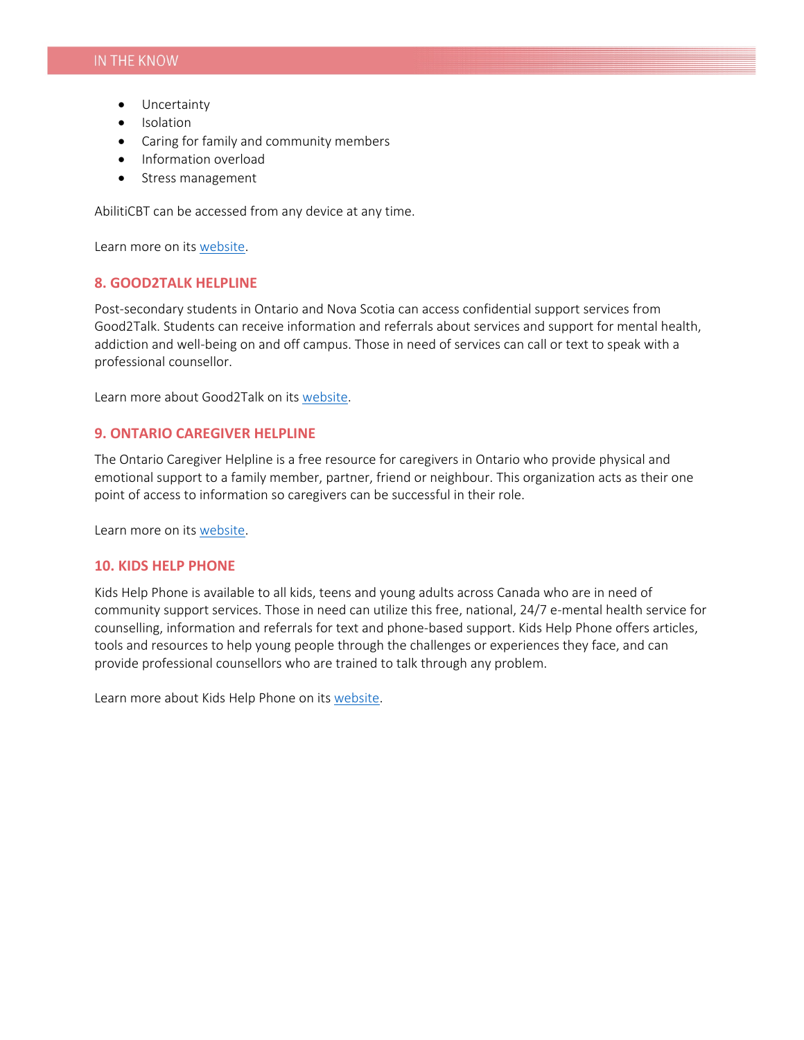- Uncertainty
- Isolation
- Caring for family and community members
- Information overload
- Stress management

AbilitiCBT can be accessed from any device at any time.

Learn more on its website.

### 8. GOOD2TALK HELPLINE

Post-secondary students in Ontario and Nova Scotia can access confidential support services from Good2Talk. Students can receive information and referrals about services and support for mental health, addiction and well-being on and off campus. Those in need of services can call or text to speak with a professional counsellor.

Learn more about Good2Talk on its website.

### 9. ONTARIO CAREGIVER HELPLINE

The Ontario Caregiver Helpline is a free resource for caregivers in Ontario who provide physical and emotional support to a family member, partner, friend or neighbour. This organization acts as their one point of access to information so caregivers can be successful in their role.

Learn more on its website.

### 10. KIDS HELP PHONE

Kids Help Phone is available to all kids, teens and young adults across Canada who are in need of community support services. Those in need can utilize this free, national, 24/7 e-mental health service for counselling, information and referrals for text and phone-based support. Kids Help Phone offers articles, tools and resources to help young people through the challenges or experiences they face, and can provide professional counsellors who are trained to talk through any problem.

Learn more about Kids Help Phone on its website.